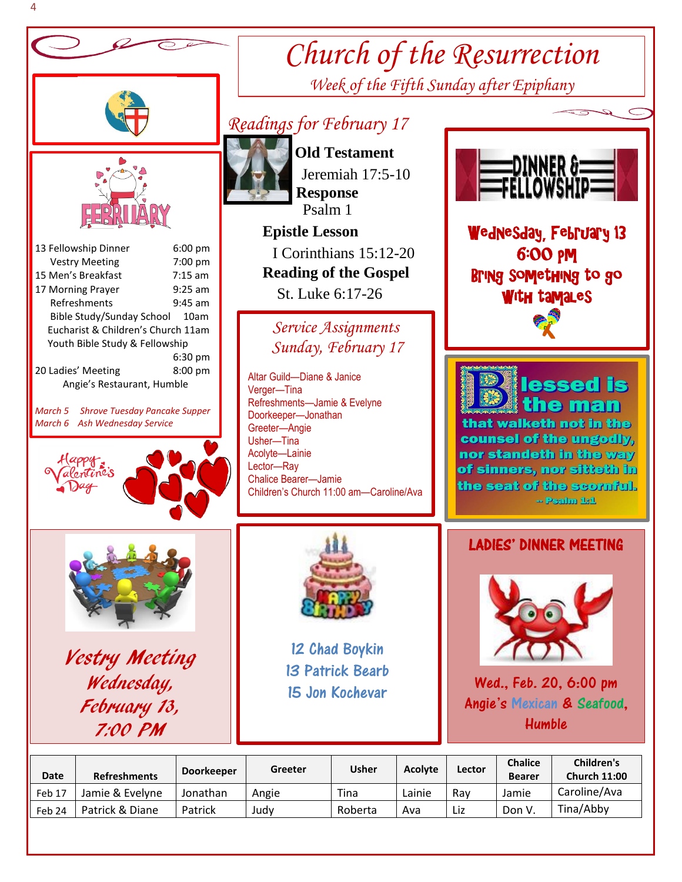# Church of the Resurrection

*Week of the Fifth Sunday after Epiphany*

## FEBRUARY

13 Fellowship Dinner 6:00 pm
Vestry Meeting 7:00 pm
15 Men's Breakfast 7:15 am
17 Morning Prayer 9:25 am
Refreshments 9:45 am
Bible Study/Sunday School 10am
Eucharist & Children's Church 11am
Youth Bible Study & Fellowship 6:30 pm
20 Ladies' Meeting 8:00 pm
Angie's Restaurant, Humble

*March 5 Shrove Tuesday Pancake Supper*
*March 6 Ash Wednesday Service*

Happy Valentine's Day

## Readings for February 17

**Old Testament**
Jeremiah 17:5-10

**Response**
Psalm 1

**Epistle Lesson**
I Corinthians 15:12-20

**Reading of the Gospel**
St. Luke 6:17-26

## Service Assignments Sunday, February 17

Altar Guild—Diane & Janice
Verger—Tina
Refreshments—Jamie & Evelyne
Doorkeeper—Jonathan
Greeter—Angie
Usher—Tina
Acolyte—Lainie
Lector—Ray
Chalice Bearer—Jamie
Children's Church 11:00 am—Caroline/Ava

## DINNER & FELLOWSHIP

Wednesday, February 13
6:00 pm
Bring something to go with tamales

Blessed is the man that walketh not in the counsel of the ungodly, nor standeth in the way of sinners, nor sitteth in the seat of the scornful.
-- Psalm 1:1

## Vestry Meeting

Wednesday, February 13, 7:00 PM

## Happy Birthday

12 Chad Boykin
13 Patrick Bearb
15 Jon Kochevar

## LADIES' DINNER MEETING

Wed., Feb. 20, 6:00 pm
Angie's Mexican & Seafood, Humble

| Date | Refreshments | Doorkeeper | Greeter | Usher | Acolyte | Lector | Chalice Bearer | Children's Church 11:00 |
|---|---|---|---|---|---|---|---|---|
| Feb 17 | Jamie & Evelyne | Jonathan | Angie | Tina | Lainie | Ray | Jamie | Caroline/Ava |
| Feb 24 | Patrick & Diane | Patrick | Judy | Roberta | Ava | Liz | Don V. | Tina/Abby |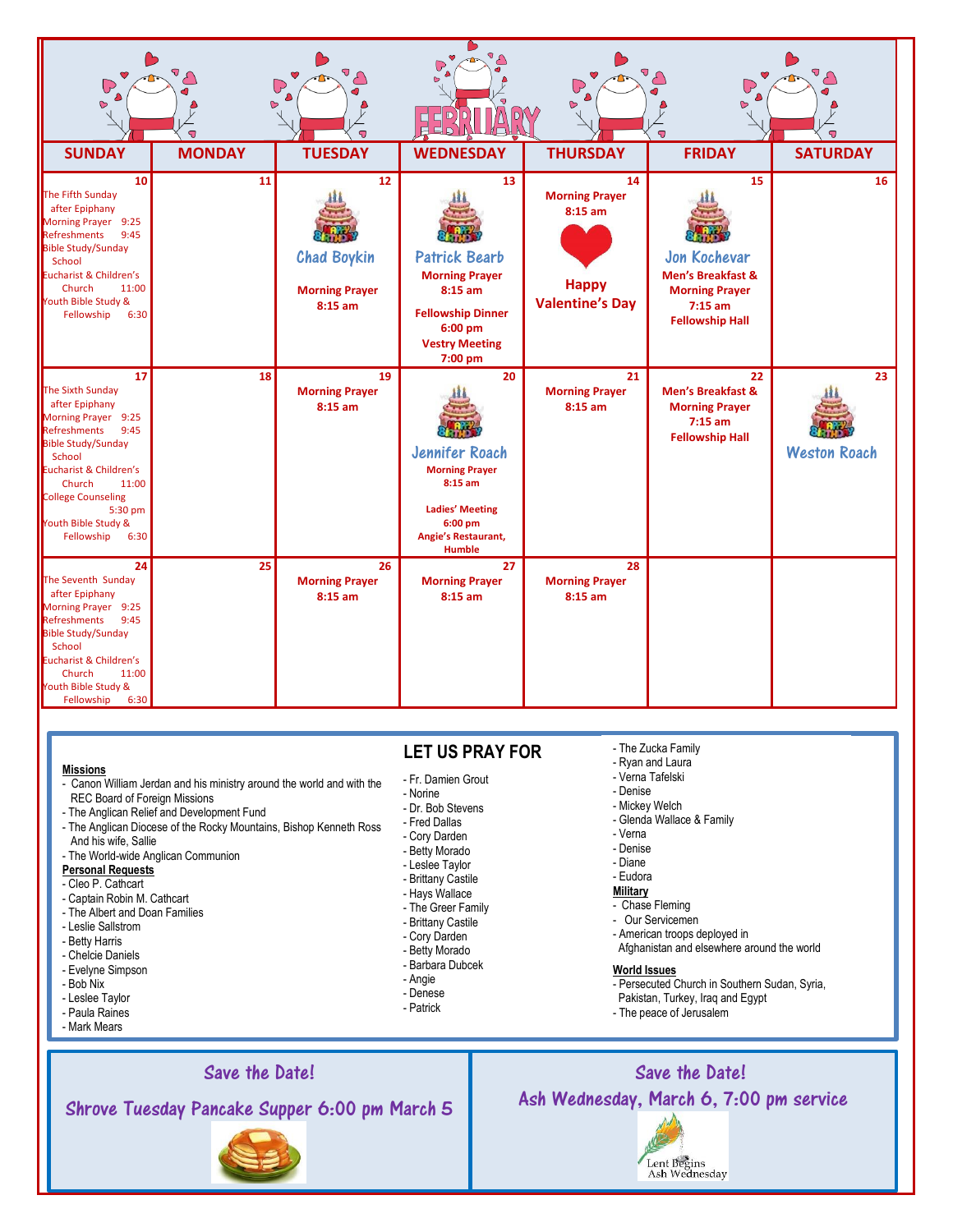# FEBRUARY

| SUNDAY | MONDAY | TUESDAY | WEDNESDAY | THURSDAY | FRIDAY | SATURDAY |
|---|---|---|---|---|---|---|
| 10<br>The Fifth Sunday after Epiphany<br>Morning Prayer 9:25<br>Refreshments 9:45<br>Bible Study/Sunday School<br>Eucharist & Children's Church 11:00<br>Youth Bible Study & Fellowship 6:30 | 11 | 12<br>Chad Boykin<br>**Morning Prayer 8:15 am** | 13<br>Patrick Bearb<br>**Morning Prayer 8:15 am**<br>**Fellowship Dinner 6:00 pm**<br>**Vestry Meeting 7:00 pm** | 14<br>**Morning Prayer 8:15 am**<br>**Happy Valentine's Day** | 15<br>Jon Kochevar<br>**Men's Breakfast & Morning Prayer 7:15 am Fellowship Hall** | 16 |
| 17<br>The Sixth Sunday after Epiphany<br>Morning Prayer 9:25<br>Refreshments 9:45<br>Bible Study/Sunday School<br>Eucharist & Children's Church 11:00<br>College Counseling 5:30 pm<br>Youth Bible Study & Fellowship 6:30 | 18 | 19<br>**Morning Prayer 8:15 am** | 20<br>Jennifer Roach<br>**Morning Prayer 8:15 am**<br>**Ladies' Meeting 6:00 pm Angie's Restaurant, Humble** | 21<br>**Morning Prayer 8:15 am** | 22<br>**Men's Breakfast & Morning Prayer 7:15 am Fellowship Hall** | 23<br>Weston Roach |
| 24<br>The Seventh Sunday after Epiphany<br>Morning Prayer 9:25<br>Refreshments 9:45<br>Bible Study/Sunday School<br>Eucharist & Children's Church 11:00<br>Youth Bible Study & Fellowship 6:30 | 25 | 26<br>**Morning Prayer 8:15 am** | 27<br>**Morning Prayer 8:15 am** | 28<br>**Morning Prayer 8:15 am** | | |

## LET US PRAY FOR

**Missions**
- Canon William Jerdan and his ministry around the world and with the REC Board of Foreign Missions
- The Anglican Relief and Development Fund
- The Anglican Diocese of the Rocky Mountains, Bishop Kenneth Ross And his wife, Sallie
- The World-wide Anglican Communion

**Personal Requests**
- Cleo P. Cathcart
- Captain Robin M. Cathcart
- The Albert and Doan Families
- Leslie Sallstrom
- Betty Harris
- Chelcie Daniels
- Evelyne Simpson
- Bob Nix
- Leslee Taylor
- Paula Raines
- Mark Mears
- Fr. Damien Grout
- Norine
- Dr. Bob Stevens
- Fred Dallas
- Cory Darden
- Betty Morado
- Leslee Taylor
- Brittany Castile
- Hays Wallace
- The Greer Family
- Brittany Castile
- Cory Darden
- Betty Morado
- Barbara Dubcek
- Angie
- Denese
- Patrick
- The Zucka Family
- Ryan and Laura
- Verna Tafelski
- Denise
- Mickey Welch
- Glenda Wallace & Family
- Verna
- Denise
- Diane
- Eudora

**Military**
- Chase Fleming
- Our Servicemen
- American troops deployed in Afghanistan and elsewhere around the world

**World Issues**
- Persecuted Church in Southern Sudan, Syria, Pakistan, Turkey, Iraq and Egypt
- The peace of Jerusalem

## Save the Date!

Shrove Tuesday Pancake Supper 6:00 pm March 5

## Save the Date!

Ash Wednesday, March 6, 7:00 pm service

Lent Begins
Ash Wednesday